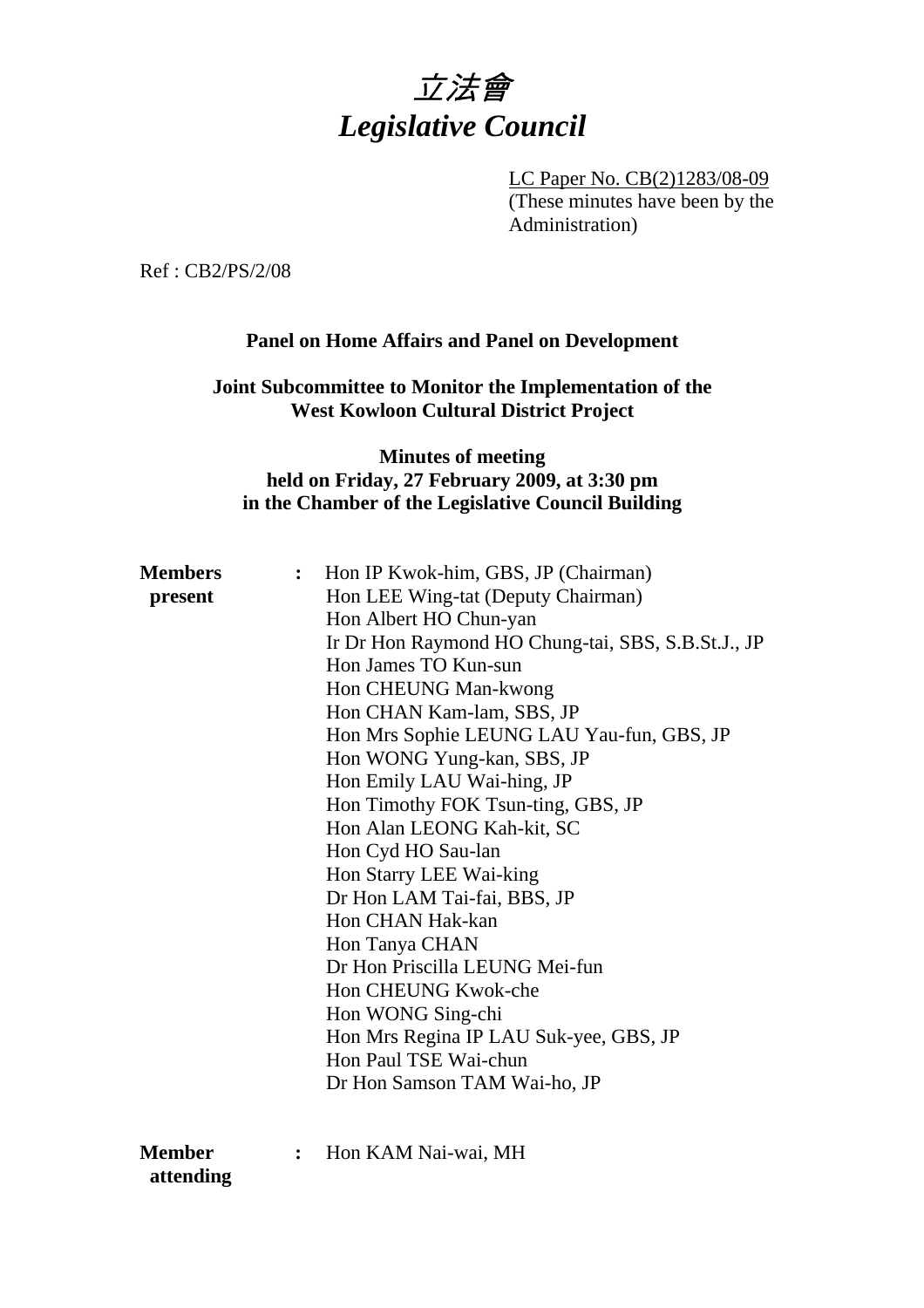# 立法會
# *Legislative Council*

LC Paper No. CB(2)1283/08-09
(These minutes have been by the Administration)

Ref : CB2/PS/2/08

**Panel on Home Affairs and Panel on Development**

**Joint Subcommittee to Monitor the Implementation of the West Kowloon Cultural District Project**

**Minutes of meeting held on Friday, 27 February 2009, at 3:30 pm in the Chamber of the Legislative Council Building**

**Members present** : Hon IP Kwok-him, GBS, JP (Chairman)
Hon LEE Wing-tat (Deputy Chairman)
Hon Albert HO Chun-yan
Ir Dr Hon Raymond HO Chung-tai, SBS, S.B.St.J., JP
Hon James TO Kun-sun
Hon CHEUNG Man-kwong
Hon CHAN Kam-lam, SBS, JP
Hon Mrs Sophie LEUNG LAU Yau-fun, GBS, JP
Hon WONG Yung-kan, SBS, JP
Hon Emily LAU Wai-hing, JP
Hon Timothy FOK Tsun-ting, GBS, JP
Hon Alan LEONG Kah-kit, SC
Hon Cyd HO Sau-lan
Hon Starry LEE Wai-king
Dr Hon LAM Tai-fai, BBS, JP
Hon CHAN Hak-kan
Hon Tanya CHAN
Dr Hon Priscilla LEUNG Mei-fun
Hon CHEUNG Kwok-che
Hon WONG Sing-chi
Hon Mrs Regina IP LAU Suk-yee, GBS, JP
Hon Paul TSE Wai-chun
Dr Hon Samson TAM Wai-ho, JP

**Member attending** : Hon KAM Nai-wai, MH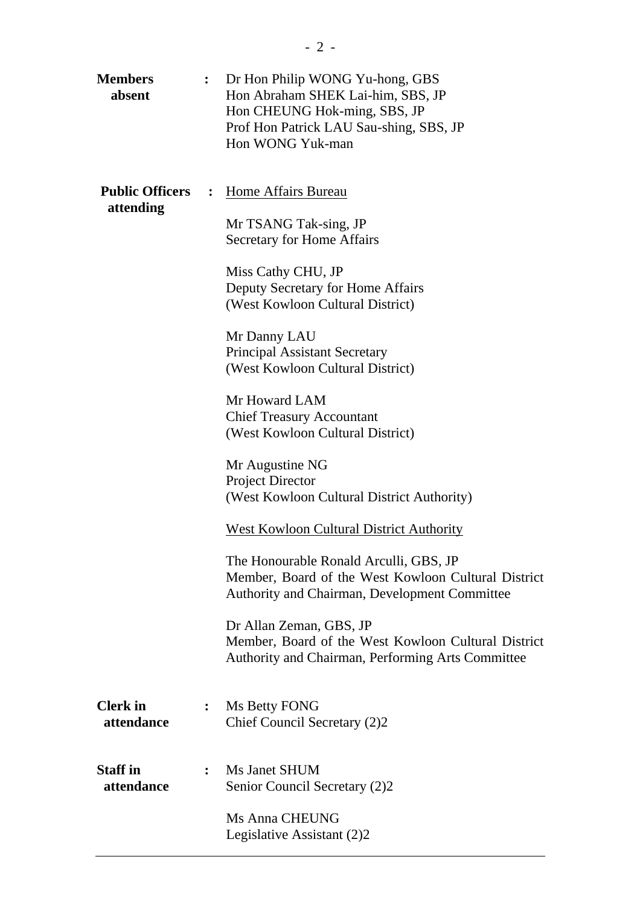**Members absent** : Dr Hon Philip WONG Yu-hong, GBS
Hon Abraham SHEK Lai-him, SBS, JP
Hon CHEUNG Hok-ming, SBS, JP
Prof Hon Patrick LAU Sau-shing, SBS, JP
Hon WONG Yuk-man

**Public Officers attending** : Home Affairs Bureau

Mr TSANG Tak-sing, JP
Secretary for Home Affairs

Miss Cathy CHU, JP
Deputy Secretary for Home Affairs
(West Kowloon Cultural District)

Mr Danny LAU
Principal Assistant Secretary
(West Kowloon Cultural District)

Mr Howard LAM
Chief Treasury Accountant
(West Kowloon Cultural District)

Mr Augustine NG
Project Director
(West Kowloon Cultural District Authority)

West Kowloon Cultural District Authority

The Honourable Ronald Arculli, GBS, JP
Member, Board of the West Kowloon Cultural District Authority and Chairman, Development Committee

Dr Allan Zeman, GBS, JP
Member, Board of the West Kowloon Cultural District Authority and Chairman, Performing Arts Committee

**Clerk in attendance** : Ms Betty FONG
Chief Council Secretary (2)2

**Staff in attendance** : Ms Janet SHUM
Senior Council Secretary (2)2

Ms Anna CHEUNG
Legislative Assistant (2)2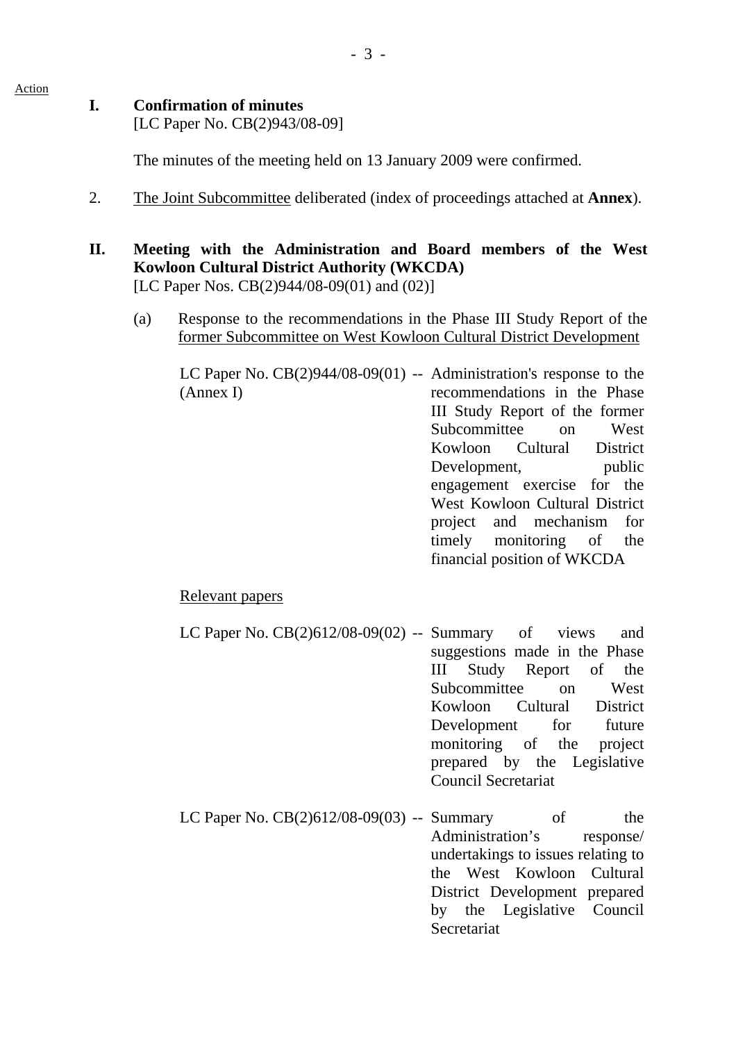Action

**I. Confirmation of minutes**
[LC Paper No. CB(2)943/08-09]

The minutes of the meeting held on 13 January 2009 were confirmed.

2. The Joint Subcommittee deliberated (index of proceedings attached at **Annex**).

**II. Meeting with the Administration and Board members of the West Kowloon Cultural District Authority (WKCDA)**
[LC Paper Nos. CB(2)944/08-09(01) and (02)]

(a) Response to the recommendations in the Phase III Study Report of the former Subcommittee on West Kowloon Cultural District Development

LC Paper No. CB(2)944/08-09(01) (Annex I) -- Administration's response to the recommendations in the Phase III Study Report of the former Subcommittee on West Kowloon Cultural District Development, public engagement exercise for the West Kowloon Cultural District project and mechanism for timely monitoring of the financial position of WKCDA

Relevant papers

LC Paper No. CB(2)612/08-09(02) -- Summary of views and suggestions made in the Phase III Study Report of the Subcommittee on West Kowloon Cultural District Development for future monitoring of the project prepared by the Legislative Council Secretariat

LC Paper No. CB(2)612/08-09(03) -- Summary of the Administration's response/ undertakings to issues relating to the West Kowloon Cultural District Development prepared by the Legislative Council Secretariat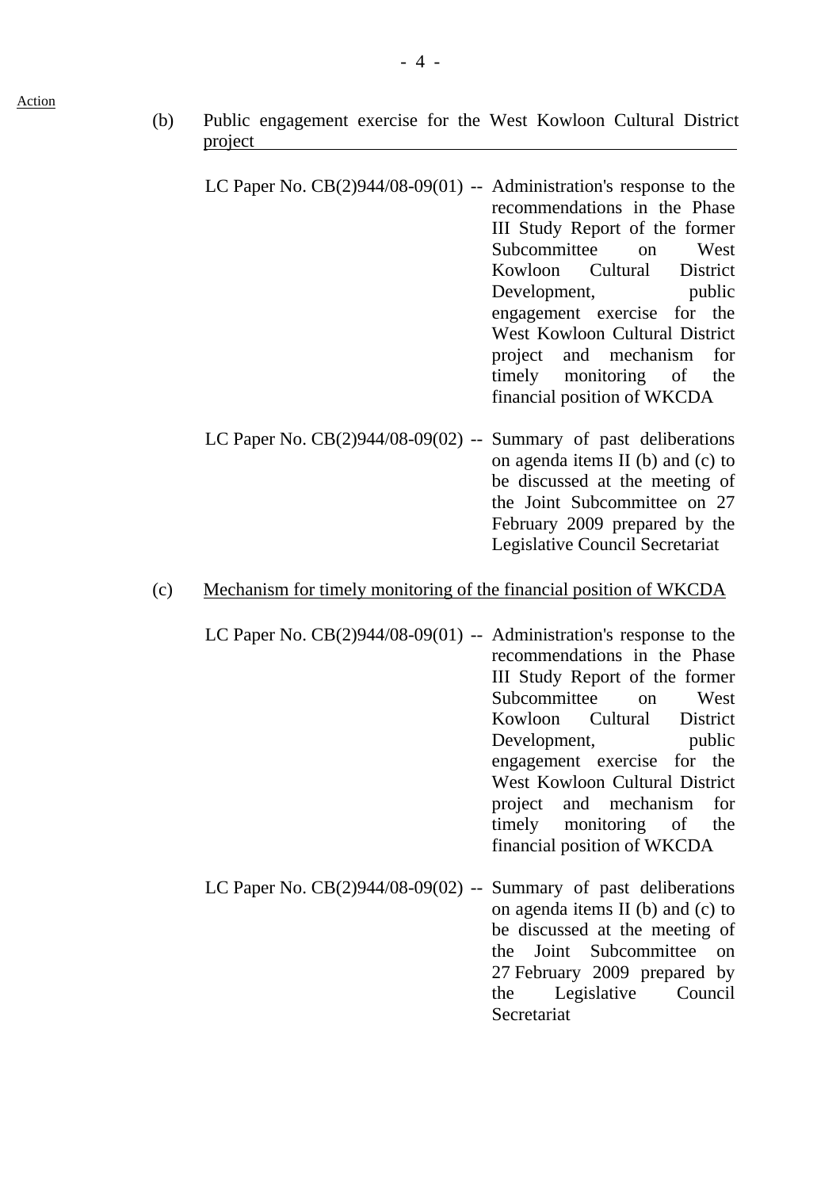Action

(b) <u>Public engagement exercise for the West Kowloon Cultural District project</u>

LC Paper No. CB(2)944/08-09(01) -- Administration's response to the recommendations in the Phase III Study Report of the former Subcommittee on West Kowloon Cultural District Development, public engagement exercise for the West Kowloon Cultural District project and mechanism for timely monitoring of the financial position of WKCDA

LC Paper No. CB(2)944/08-09(02) -- Summary of past deliberations on agenda items II (b) and (c) to be discussed at the meeting of the Joint Subcommittee on 27 February 2009 prepared by the Legislative Council Secretariat

(c) <u>Mechanism for timely monitoring of the financial position of WKCDA</u>

LC Paper No. CB(2)944/08-09(01) -- Administration's response to the recommendations in the Phase III Study Report of the former Subcommittee on West Kowloon Cultural District Development, public engagement exercise for the West Kowloon Cultural District project and mechanism for timely monitoring of the financial position of WKCDA

LC Paper No. CB(2)944/08-09(02) -- Summary of past deliberations on agenda items II (b) and (c) to be discussed at the meeting of the Joint Subcommittee on 27 February 2009 prepared by the Legislative Council Secretariat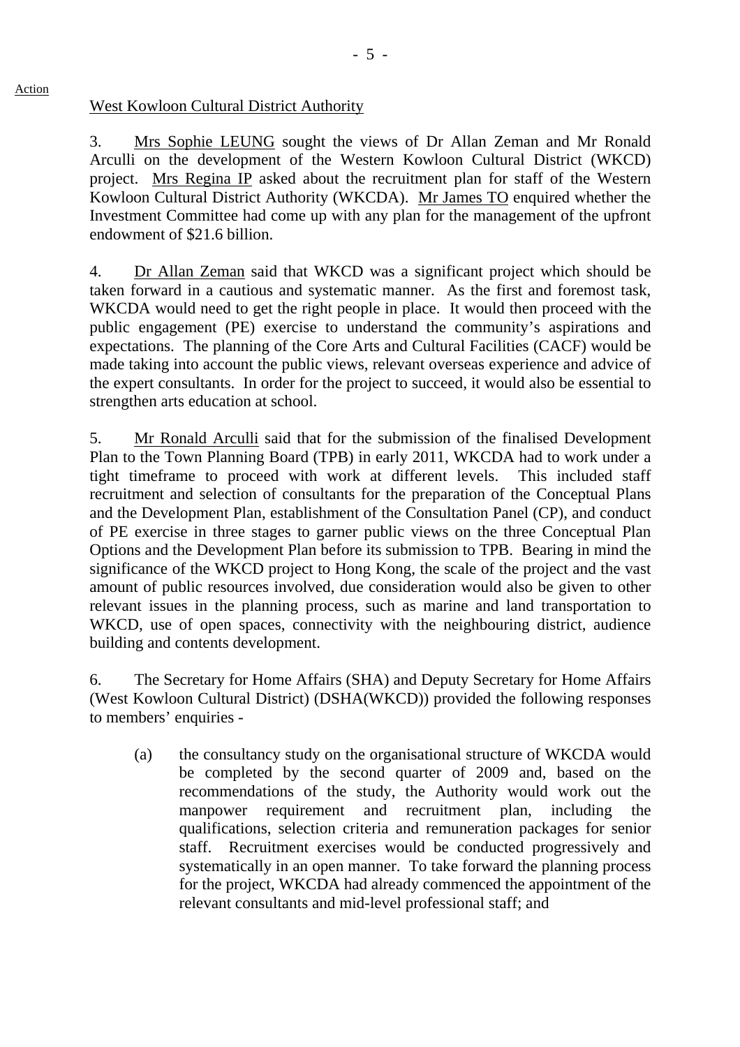Action

West Kowloon Cultural District Authority

3. Mrs Sophie LEUNG sought the views of Dr Allan Zeman and Mr Ronald Arculli on the development of the Western Kowloon Cultural District (WKCD) project. Mrs Regina IP asked about the recruitment plan for staff of the Western Kowloon Cultural District Authority (WKCDA). Mr James TO enquired whether the Investment Committee had come up with any plan for the management of the upfront endowment of $21.6 billion.

4. Dr Allan Zeman said that WKCD was a significant project which should be taken forward in a cautious and systematic manner. As the first and foremost task, WKCDA would need to get the right people in place. It would then proceed with the public engagement (PE) exercise to understand the community's aspirations and expectations. The planning of the Core Arts and Cultural Facilities (CACF) would be made taking into account the public views, relevant overseas experience and advice of the expert consultants. In order for the project to succeed, it would also be essential to strengthen arts education at school.

5. Mr Ronald Arculli said that for the submission of the finalised Development Plan to the Town Planning Board (TPB) in early 2011, WKCDA had to work under a tight timeframe to proceed with work at different levels. This included staff recruitment and selection of consultants for the preparation of the Conceptual Plans and the Development Plan, establishment of the Consultation Panel (CP), and conduct of PE exercise in three stages to garner public views on the three Conceptual Plan Options and the Development Plan before its submission to TPB. Bearing in mind the significance of the WKCD project to Hong Kong, the scale of the project and the vast amount of public resources involved, due consideration would also be given to other relevant issues in the planning process, such as marine and land transportation to WKCD, use of open spaces, connectivity with the neighbouring district, audience building and contents development.

6. The Secretary for Home Affairs (SHA) and Deputy Secretary for Home Affairs (West Kowloon Cultural District) (DSHA(WKCD)) provided the following responses to members' enquiries -

(a) the consultancy study on the organisational structure of WKCDA would be completed by the second quarter of 2009 and, based on the recommendations of the study, the Authority would work out the manpower requirement and recruitment plan, including the qualifications, selection criteria and remuneration packages for senior staff. Recruitment exercises would be conducted progressively and systematically in an open manner. To take forward the planning process for the project, WKCDA had already commenced the appointment of the relevant consultants and mid-level professional staff; and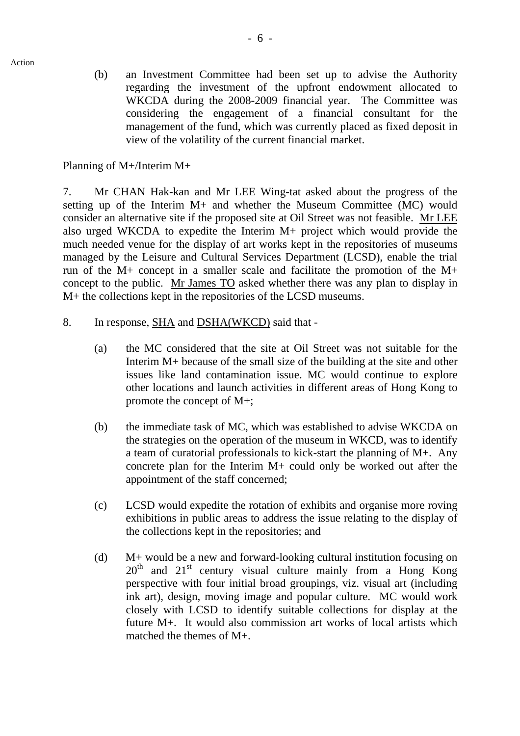Action

(b) an Investment Committee had been set up to advise the Authority regarding the investment of the upfront endowment allocated to WKCDA during the 2008-2009 financial year. The Committee was considering the engagement of a financial consultant for the management of the fund, which was currently placed as fixed deposit in view of the volatility of the current financial market.

Planning of M+/Interim M+

7. Mr CHAN Hak-kan and Mr LEE Wing-tat asked about the progress of the setting up of the Interim M+ and whether the Museum Committee (MC) would consider an alternative site if the proposed site at Oil Street was not feasible. Mr LEE also urged WKCDA to expedite the Interim M+ project which would provide the much needed venue for the display of art works kept in the repositories of museums managed by the Leisure and Cultural Services Department (LCSD), enable the trial run of the M+ concept in a smaller scale and facilitate the promotion of the M+ concept to the public. Mr James TO asked whether there was any plan to display in M+ the collections kept in the repositories of the LCSD museums.

8. In response, SHA and DSHA(WKCD) said that -

(a) the MC considered that the site at Oil Street was not suitable for the Interim M+ because of the small size of the building at the site and other issues like land contamination issue. MC would continue to explore other locations and launch activities in different areas of Hong Kong to promote the concept of M+;

(b) the immediate task of MC, which was established to advise WKCDA on the strategies on the operation of the museum in WKCD, was to identify a team of curatorial professionals to kick-start the planning of M+. Any concrete plan for the Interim M+ could only be worked out after the appointment of the staff concerned;

(c) LCSD would expedite the rotation of exhibits and organise more roving exhibitions in public areas to address the issue relating to the display of the collections kept in the repositories; and

(d) M+ would be a new and forward-looking cultural institution focusing on 20th and 21st century visual culture mainly from a Hong Kong perspective with four initial broad groupings, viz. visual art (including ink art), design, moving image and popular culture. MC would work closely with LCSD to identify suitable collections for display at the future M+. It would also commission art works of local artists which matched the themes of M+.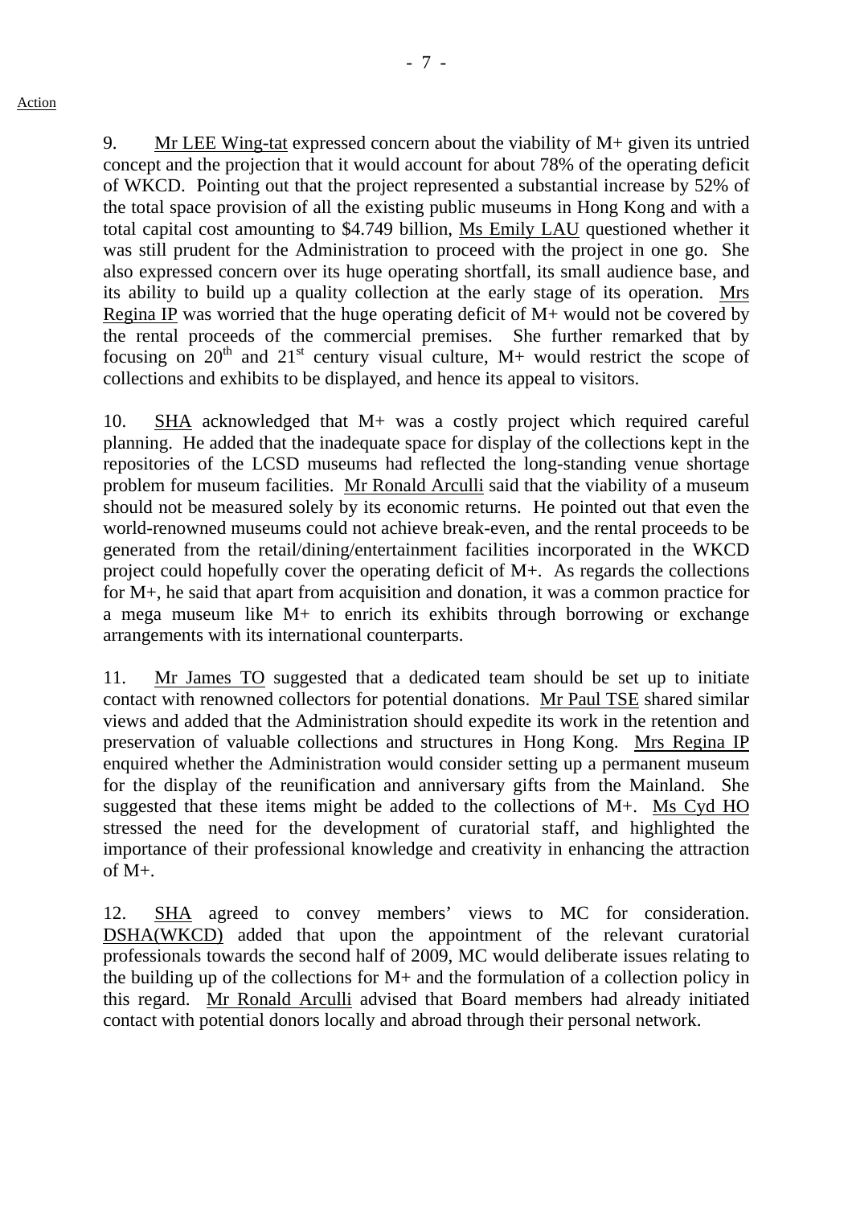Action

9. Mr LEE Wing-tat expressed concern about the viability of M+ given its untried concept and the projection that it would account for about 78% of the operating deficit of WKCD. Pointing out that the project represented a substantial increase by 52% of the total space provision of all the existing public museums in Hong Kong and with a total capital cost amounting to $4.749 billion, Ms Emily LAU questioned whether it was still prudent for the Administration to proceed with the project in one go. She also expressed concern over its huge operating shortfall, its small audience base, and its ability to build up a quality collection at the early stage of its operation. Mrs Regina IP was worried that the huge operating deficit of M+ would not be covered by the rental proceeds of the commercial premises. She further remarked that by focusing on 20th and 21st century visual culture, M+ would restrict the scope of collections and exhibits to be displayed, and hence its appeal to visitors.

10. SHA acknowledged that M+ was a costly project which required careful planning. He added that the inadequate space for display of the collections kept in the repositories of the LCSD museums had reflected the long-standing venue shortage problem for museum facilities. Mr Ronald Arculli said that the viability of a museum should not be measured solely by its economic returns. He pointed out that even the world-renowned museums could not achieve break-even, and the rental proceeds to be generated from the retail/dining/entertainment facilities incorporated in the WKCD project could hopefully cover the operating deficit of M+. As regards the collections for M+, he said that apart from acquisition and donation, it was a common practice for a mega museum like M+ to enrich its exhibits through borrowing or exchange arrangements with its international counterparts.

11. Mr James TO suggested that a dedicated team should be set up to initiate contact with renowned collectors for potential donations. Mr Paul TSE shared similar views and added that the Administration should expedite its work in the retention and preservation of valuable collections and structures in Hong Kong. Mrs Regina IP enquired whether the Administration would consider setting up a permanent museum for the display of the reunification and anniversary gifts from the Mainland. She suggested that these items might be added to the collections of M+. Ms Cyd HO stressed the need for the development of curatorial staff, and highlighted the importance of their professional knowledge and creativity in enhancing the attraction of M+.

12. SHA agreed to convey members' views to MC for consideration. DSHA(WKCD) added that upon the appointment of the relevant curatorial professionals towards the second half of 2009, MC would deliberate issues relating to the building up of the collections for M+ and the formulation of a collection policy in this regard. Mr Ronald Arculli advised that Board members had already initiated contact with potential donors locally and abroad through their personal network.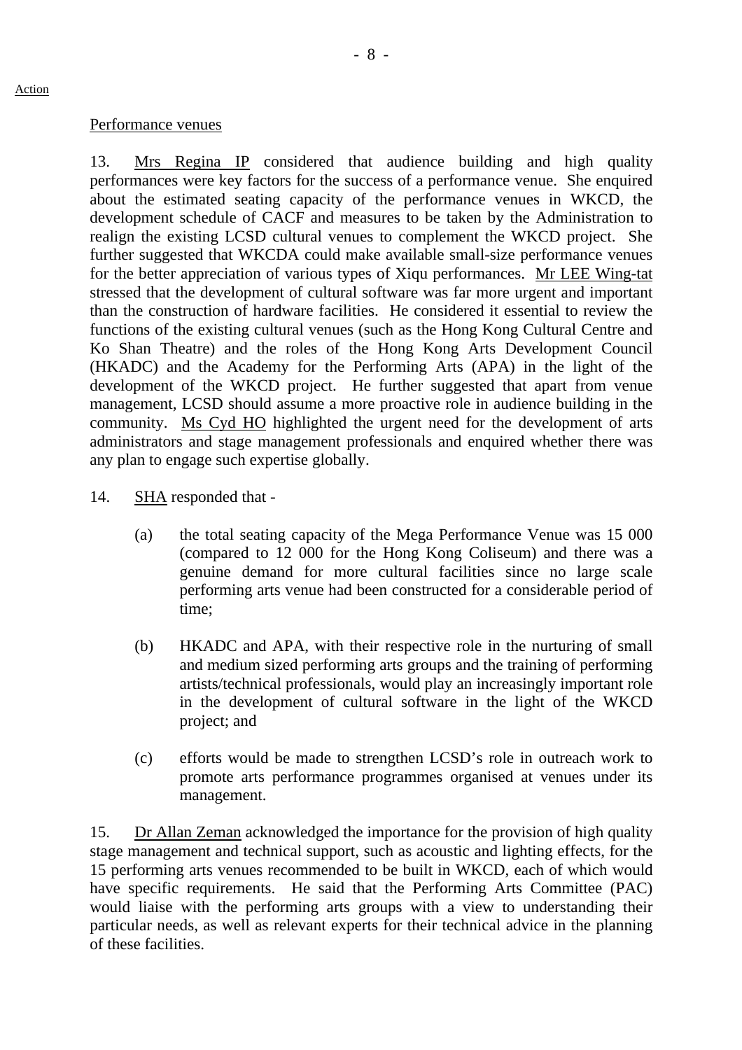Action

Performance venues

13. Mrs Regina IP considered that audience building and high quality performances were key factors for the success of a performance venue. She enquired about the estimated seating capacity of the performance venues in WKCD, the development schedule of CACF and measures to be taken by the Administration to realign the existing LCSD cultural venues to complement the WKCD project. She further suggested that WKCDA could make available small-size performance venues for the better appreciation of various types of Xiqu performances. Mr LEE Wing-tat stressed that the development of cultural software was far more urgent and important than the construction of hardware facilities. He considered it essential to review the functions of the existing cultural venues (such as the Hong Kong Cultural Centre and Ko Shan Theatre) and the roles of the Hong Kong Arts Development Council (HKADC) and the Academy for the Performing Arts (APA) in the light of the development of the WKCD project. He further suggested that apart from venue management, LCSD should assume a more proactive role in audience building in the community. Ms Cyd HO highlighted the urgent need for the development of arts administrators and stage management professionals and enquired whether there was any plan to engage such expertise globally.

14. SHA responded that -

(a) the total seating capacity of the Mega Performance Venue was 15 000 (compared to 12 000 for the Hong Kong Coliseum) and there was a genuine demand for more cultural facilities since no large scale performing arts venue had been constructed for a considerable period of time;

(b) HKADC and APA, with their respective role in the nurturing of small and medium sized performing arts groups and the training of performing artists/technical professionals, would play an increasingly important role in the development of cultural software in the light of the WKCD project; and

(c) efforts would be made to strengthen LCSD's role in outreach work to promote arts performance programmes organised at venues under its management.

15. Dr Allan Zeman acknowledged the importance for the provision of high quality stage management and technical support, such as acoustic and lighting effects, for the 15 performing arts venues recommended to be built in WKCD, each of which would have specific requirements. He said that the Performing Arts Committee (PAC) would liaise with the performing arts groups with a view to understanding their particular needs, as well as relevant experts for their technical advice in the planning of these facilities.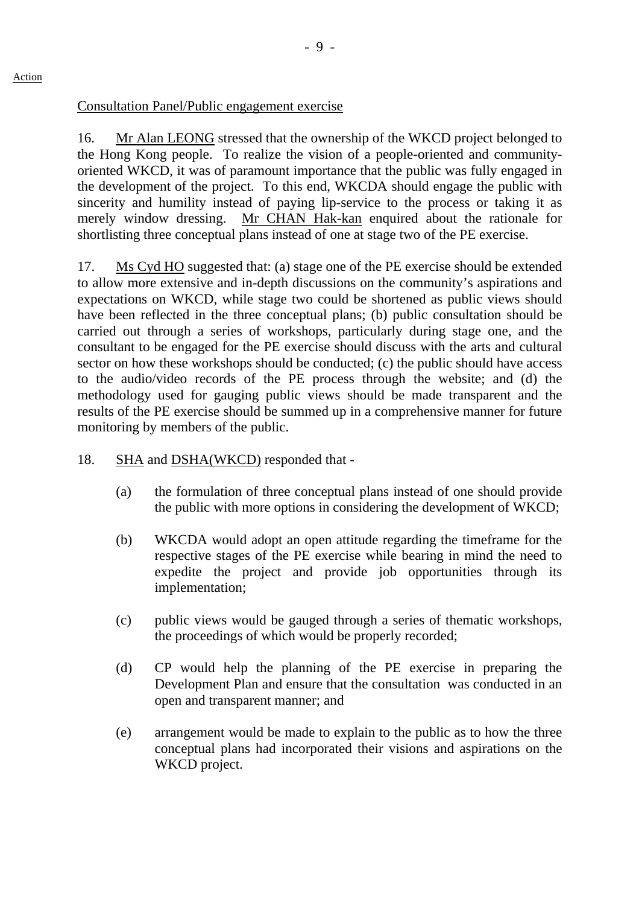Action

Consultation Panel/Public engagement exercise

16. Mr Alan LEONG stressed that the ownership of the WKCD project belonged to the Hong Kong people. To realize the vision of a people-oriented and community-oriented WKCD, it was of paramount importance that the public was fully engaged in the development of the project. To this end, WKCDA should engage the public with sincerity and humility instead of paying lip-service to the process or taking it as merely window dressing. Mr CHAN Hak-kan enquired about the rationale for shortlisting three conceptual plans instead of one at stage two of the PE exercise.

17. Ms Cyd HO suggested that: (a) stage one of the PE exercise should be extended to allow more extensive and in-depth discussions on the community's aspirations and expectations on WKCD, while stage two could be shortened as public views should have been reflected in the three conceptual plans; (b) public consultation should be carried out through a series of workshops, particularly during stage one, and the consultant to be engaged for the PE exercise should discuss with the arts and cultural sector on how these workshops should be conducted; (c) the public should have access to the audio/video records of the PE process through the website; and (d) the methodology used for gauging public views should be made transparent and the results of the PE exercise should be summed up in a comprehensive manner for future monitoring by members of the public.

18. SHA and DSHA(WKCD) responded that -

(a) the formulation of three conceptual plans instead of one should provide the public with more options in considering the development of WKCD;

(b) WKCDA would adopt an open attitude regarding the timeframe for the respective stages of the PE exercise while bearing in mind the need to expedite the project and provide job opportunities through its implementation;

(c) public views would be gauged through a series of thematic workshops, the proceedings of which would be properly recorded;

(d) CP would help the planning of the PE exercise in preparing the Development Plan and ensure that the consultation was conducted in an open and transparent manner; and

(e) arrangement would be made to explain to the public as to how the three conceptual plans had incorporated their visions and aspirations on the WKCD project.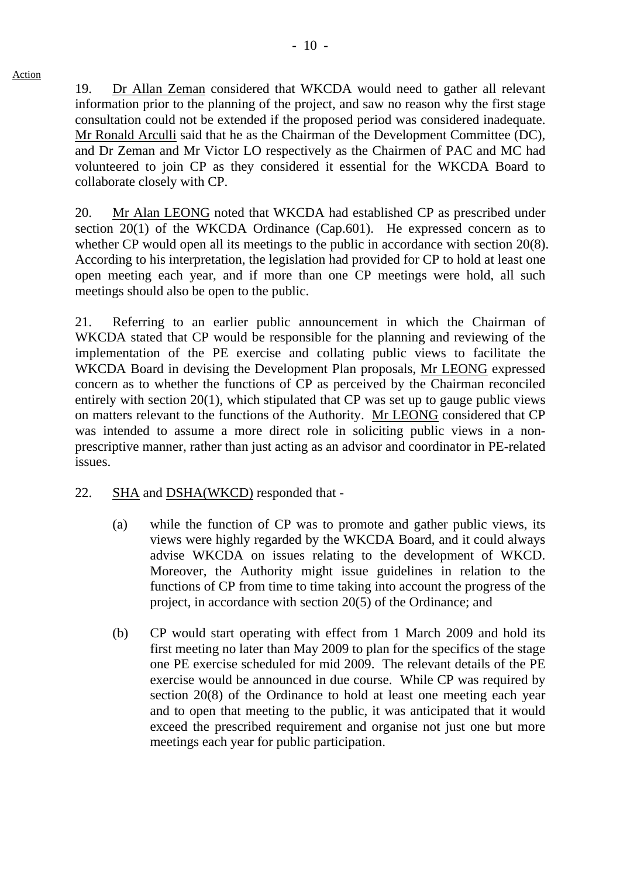Action

19. Dr Allan Zeman considered that WKCDA would need to gather all relevant information prior to the planning of the project, and saw no reason why the first stage consultation could not be extended if the proposed period was considered inadequate. Mr Ronald Arculli said that he as the Chairman of the Development Committee (DC), and Dr Zeman and Mr Victor LO respectively as the Chairmen of PAC and MC had volunteered to join CP as they considered it essential for the WKCDA Board to collaborate closely with CP.

20. Mr Alan LEONG noted that WKCDA had established CP as prescribed under section 20(1) of the WKCDA Ordinance (Cap.601). He expressed concern as to whether CP would open all its meetings to the public in accordance with section 20(8). According to his interpretation, the legislation had provided for CP to hold at least one open meeting each year, and if more than one CP meetings were hold, all such meetings should also be open to the public.

21. Referring to an earlier public announcement in which the Chairman of WKCDA stated that CP would be responsible for the planning and reviewing of the implementation of the PE exercise and collating public views to facilitate the WKCDA Board in devising the Development Plan proposals, Mr LEONG expressed concern as to whether the functions of CP as perceived by the Chairman reconciled entirely with section 20(1), which stipulated that CP was set up to gauge public views on matters relevant to the functions of the Authority. Mr LEONG considered that CP was intended to assume a more direct role in soliciting public views in a non-prescriptive manner, rather than just acting as an advisor and coordinator in PE-related issues.

22. SHA and DSHA(WKCD) responded that -

(a) while the function of CP was to promote and gather public views, its views were highly regarded by the WKCDA Board, and it could always advise WKCDA on issues relating to the development of WKCD. Moreover, the Authority might issue guidelines in relation to the functions of CP from time to time taking into account the progress of the project, in accordance with section 20(5) of the Ordinance; and

(b) CP would start operating with effect from 1 March 2009 and hold its first meeting no later than May 2009 to plan for the specifics of the stage one PE exercise scheduled for mid 2009. The relevant details of the PE exercise would be announced in due course. While CP was required by section 20(8) of the Ordinance to hold at least one meeting each year and to open that meeting to the public, it was anticipated that it would exceed the prescribed requirement and organise not just one but more meetings each year for public participation.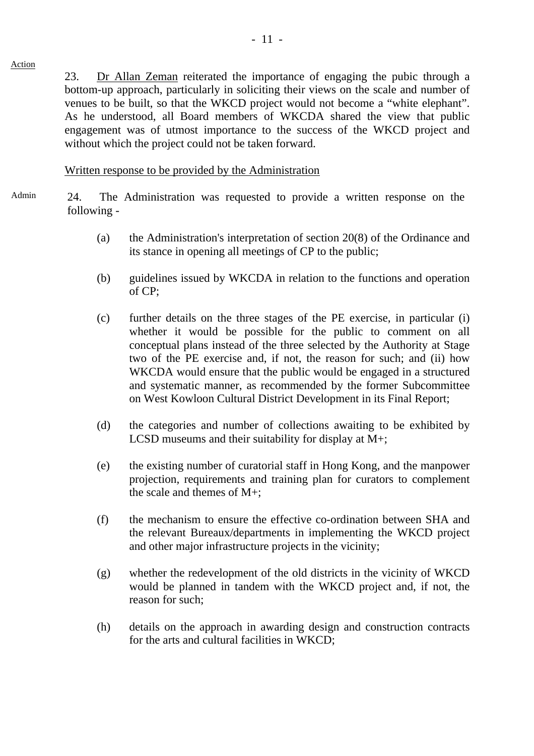Action

23. Dr Allan Zeman reiterated the importance of engaging the pubic through a bottom-up approach, particularly in soliciting their views on the scale and number of venues to be built, so that the WKCD project would not become a "white elephant". As he understood, all Board members of WKCDA shared the view that public engagement was of utmost importance to the success of the WKCD project and without which the project could not be taken forward.

Written response to be provided by the Administration

Admin

24. The Administration was requested to provide a written response on the following -

(a) the Administration's interpretation of section 20(8) of the Ordinance and its stance in opening all meetings of CP to the public;

(b) guidelines issued by WKCDA in relation to the functions and operation of CP;

(c) further details on the three stages of the PE exercise, in particular (i) whether it would be possible for the public to comment on all conceptual plans instead of the three selected by the Authority at Stage two of the PE exercise and, if not, the reason for such; and (ii) how WKCDA would ensure that the public would be engaged in a structured and systematic manner, as recommended by the former Subcommittee on West Kowloon Cultural District Development in its Final Report;

(d) the categories and number of collections awaiting to be exhibited by LCSD museums and their suitability for display at M+;

(e) the existing number of curatorial staff in Hong Kong, and the manpower projection, requirements and training plan for curators to complement the scale and themes of M+;

(f) the mechanism to ensure the effective co-ordination between SHA and the relevant Bureaux/departments in implementing the WKCD project and other major infrastructure projects in the vicinity;

(g) whether the redevelopment of the old districts in the vicinity of WKCD would be planned in tandem with the WKCD project and, if not, the reason for such;

(h) details on the approach in awarding design and construction contracts for the arts and cultural facilities in WKCD;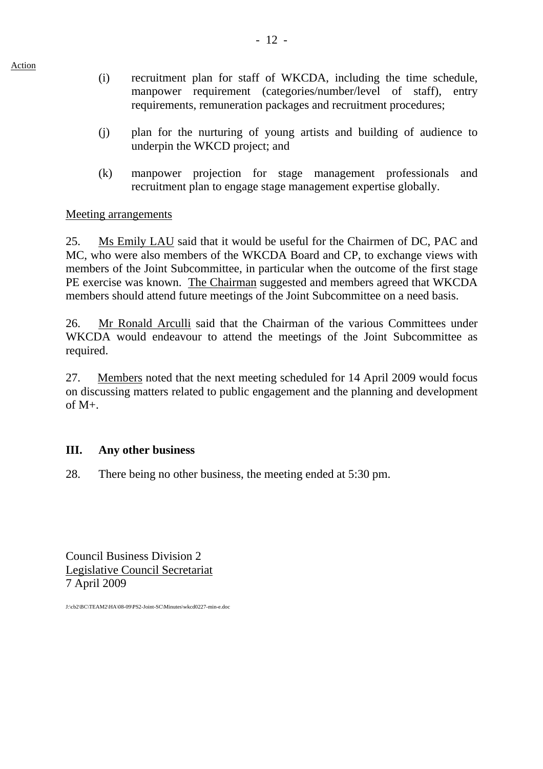Action

(i) recruitment plan for staff of WKCDA, including the time schedule, manpower requirement (categories/number/level of staff), entry requirements, remuneration packages and recruitment procedures;

(j) plan for the nurturing of young artists and building of audience to underpin the WKCD project; and

(k) manpower projection for stage management professionals and recruitment plan to engage stage management expertise globally.

Meeting arrangements

25. Ms Emily LAU said that it would be useful for the Chairmen of DC, PAC and MC, who were also members of the WKCDA Board and CP, to exchange views with members of the Joint Subcommittee, in particular when the outcome of the first stage PE exercise was known. The Chairman suggested and members agreed that WKCDA members should attend future meetings of the Joint Subcommittee on a need basis.

26. Mr Ronald Arculli said that the Chairman of the various Committees under WKCDA would endeavour to attend the meetings of the Joint Subcommittee as required.

27. Members noted that the next meeting scheduled for 14 April 2009 would focus on discussing matters related to public engagement and the planning and development of M+.

### III. Any other business

28. There being no other business, the meeting ended at 5:30 pm.

Council Business Division 2
Legislative Council Secretariat
7 April 2009

J:\cb2\BC\TEAM2\HA\08-09\PS2-Joint-SC\Minutes\wkcd0227-min-e.doc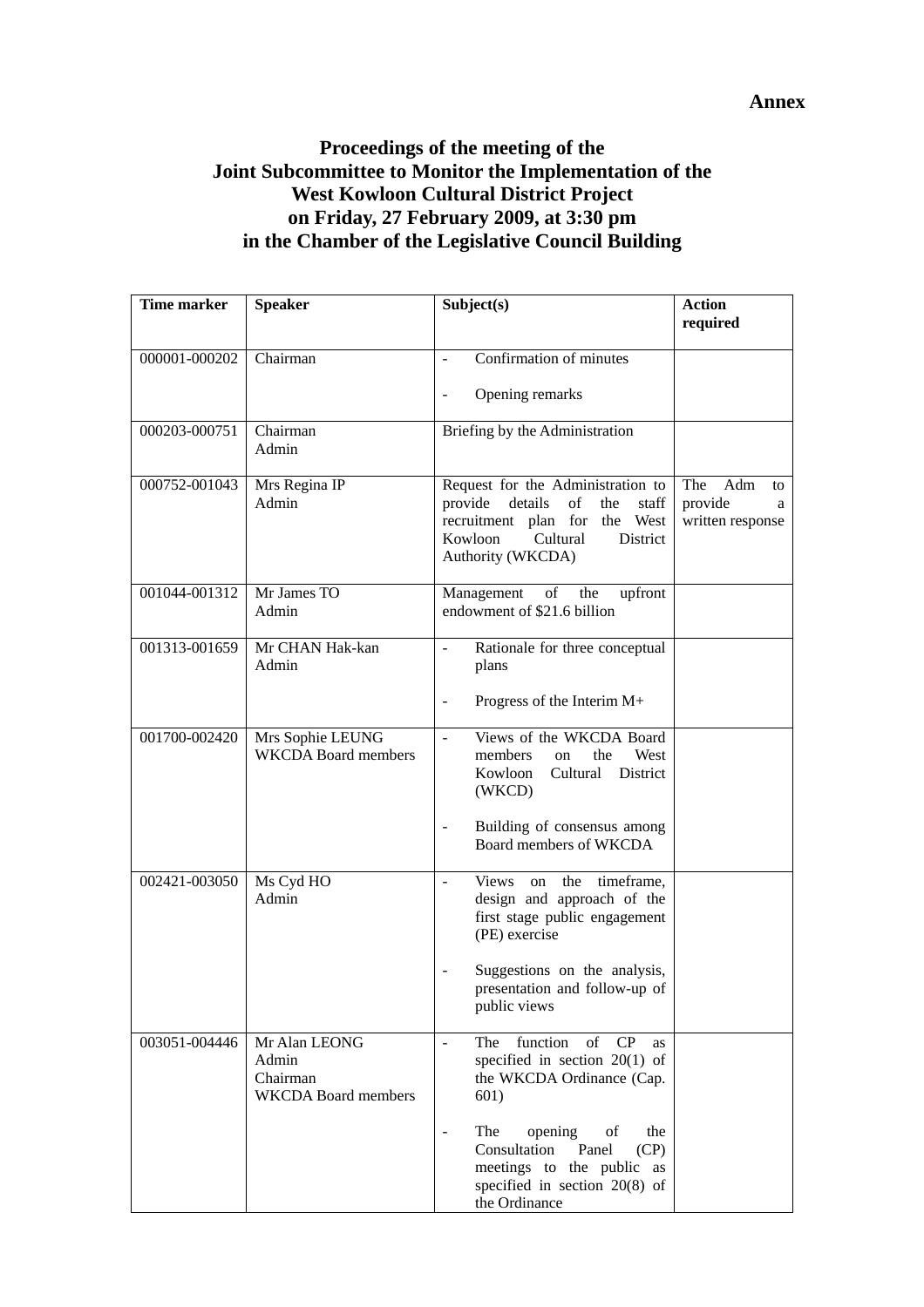**Annex**

# Proceedings of the meeting of the Joint Subcommittee to Monitor the Implementation of the West Kowloon Cultural District Project on Friday, 27 February 2009, at 3:30 pm in the Chamber of the Legislative Council Building

| Time marker | Speaker | Subject(s) | Action required |
|---|---|---|---|
| 000001-000202 | Chairman | - Confirmation of minutes<br><br>- Opening remarks | |
| 000203-000751 | Chairman<br>Admin | Briefing by the Administration | |
| 000752-001043 | Mrs Regina IP<br>Admin | Request for the Administration to provide details of the staff recruitment plan for the West Kowloon Cultural District Authority (WKCDA) | The Adm to provide a written response |
| 001044-001312 | Mr James TO<br>Admin | Management of the upfront endowment of $21.6 billion | |
| 001313-001659 | Mr CHAN Hak-kan<br>Admin | - Rationale for three conceptual plans<br><br>- Progress of the Interim M+ | |
| 001700-002420 | Mrs Sophie LEUNG<br>WKCDA Board members | - Views of the WKCDA Board members on the West Kowloon Cultural District (WKCD)<br><br>- Building of consensus among Board members of WKCDA | |
| 002421-003050 | Ms Cyd HO<br>Admin | - Views on the timeframe, design and approach of the first stage public engagement (PE) exercise<br><br>- Suggestions on the analysis, presentation and follow-up of public views | |
| 003051-004446 | Mr Alan LEONG<br>Admin<br>Chairman<br>WKCDA Board members | - The function of CP as specified in section 20(1) of the WKCDA Ordinance (Cap. 601)<br><br>- The opening of the Consultation Panel (CP) meetings to the public as specified in section 20(8) of the Ordinance | |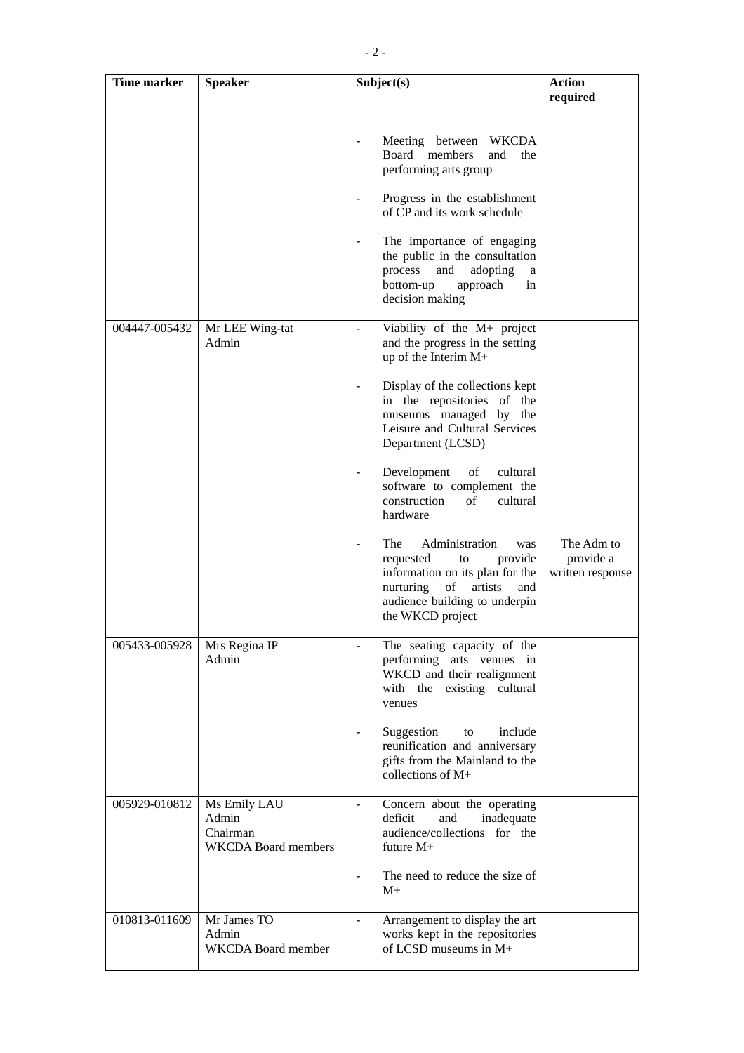| Time marker | Speaker | Subject(s) | Action required |
|---|---|---|---|
| | | - Meeting between WKCDA Board members and the performing arts group<br><br>- Progress in the establishment of CP and its work schedule<br><br>- The importance of engaging the public in the consultation process and adopting a bottom-up approach in decision making | |
| 004447-005432 | Mr LEE Wing-tat<br>Admin | - Viability of the M+ project and the progress in the setting up of the Interim M+<br><br>- Display of the collections kept in the repositories of the museums managed by the Leisure and Cultural Services Department (LCSD)<br><br>- Development of cultural software to complement the construction of cultural hardware<br><br>- The Administration was requested to provide information on its plan for the nurturing of artists and audience building to underpin the WKCD project | The Adm to provide a written response |
| 005433-005928 | Mrs Regina IP<br>Admin | - The seating capacity of the performing arts venues in WKCD and their realignment with the existing cultural venues<br><br>- Suggestion to include reunification and anniversary gifts from the Mainland to the collections of M+ | |
| 005929-010812 | Ms Emily LAU<br>Admin<br>Chairman<br>WKCDA Board members | - Concern about the operating deficit and inadequate audience/collections for the future M+<br><br>- The need to reduce the size of M+ | |
| 010813-011609 | Mr James TO<br>Admin<br>WKCDA Board member | - Arrangement to display the art works kept in the repositories of LCSD museums in M+ | |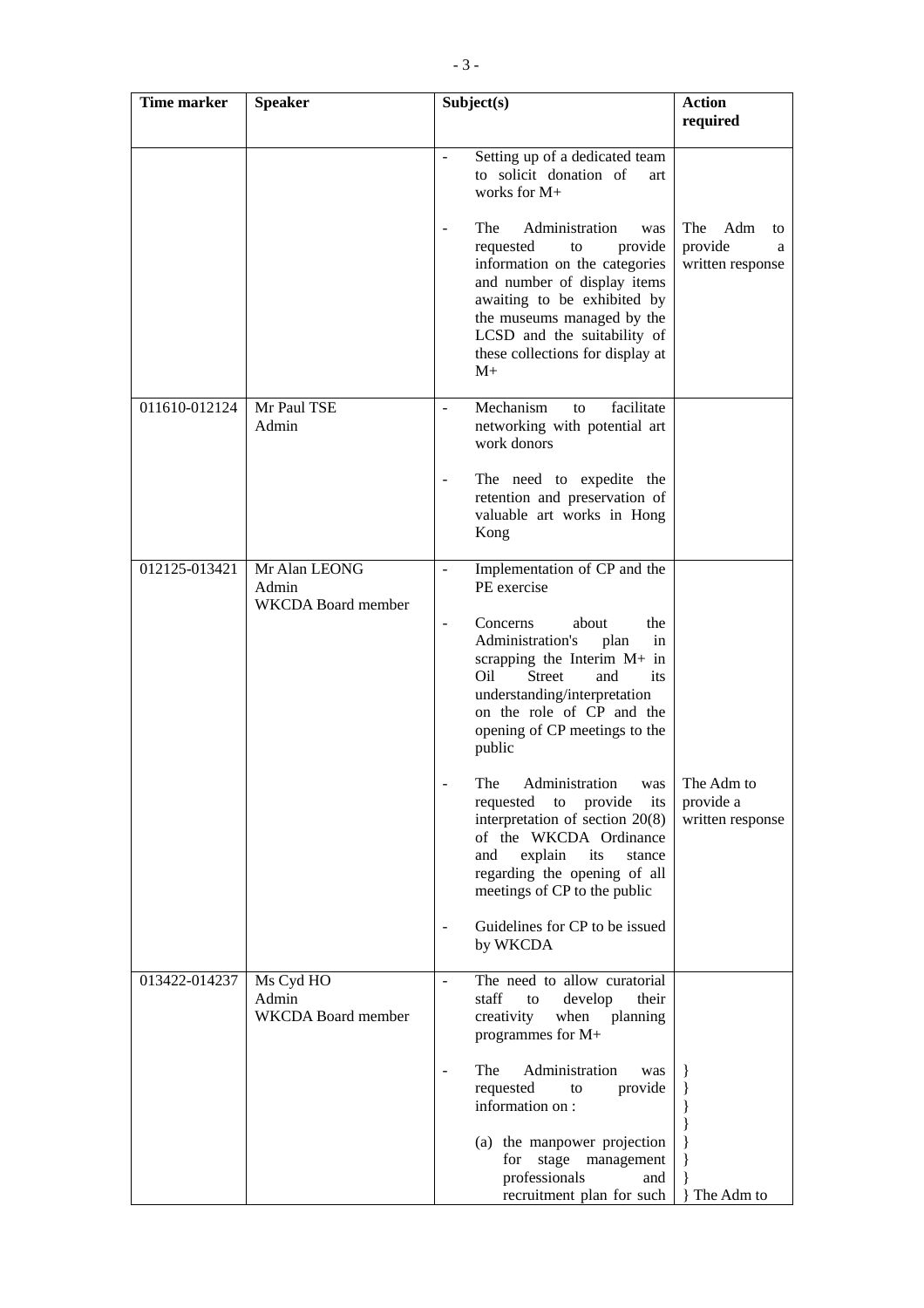| Time marker | Speaker | Subject(s) | Action required |
| --- | --- | --- | --- |
| | | - Setting up of a dedicated team to solicit donation of art works for M+<br><br>- The Administration was requested to provide information on the categories and number of display items awaiting to be exhibited by the museums managed by the LCSD and the suitability of these collections for display at M+ | The Adm to provide a written response |
| 011610-012124 | Mr Paul TSE<br>Admin | - Mechanism to facilitate networking with potential art work donors<br><br>- The need to expedite the retention and preservation of valuable art works in Hong Kong | |
| 012125-013421 | Mr Alan LEONG<br>Admin<br>WKCDA Board member | - Implementation of CP and the PE exercise<br><br>- Concerns about the Administration's plan in scrapping the Interim M+ in Oil Street and its understanding/interpretation on the role of CP and the opening of CP meetings to the public<br><br>- The Administration was requested to provide its interpretation of section 20(8) of the WKCDA Ordinance and explain its stance regarding the opening of all meetings of CP to the public<br><br>- Guidelines for CP to be issued by WKCDA | The Adm to provide a written response |
| 013422-014237 | Ms Cyd HO<br>Admin<br>WKCDA Board member | - The need to allow curatorial staff to develop their creativity when planning programmes for M+<br><br>- The Administration was requested to provide information on :<br><br>(a) the manpower projection for stage management professionals and recruitment plan for such | } The Adm to |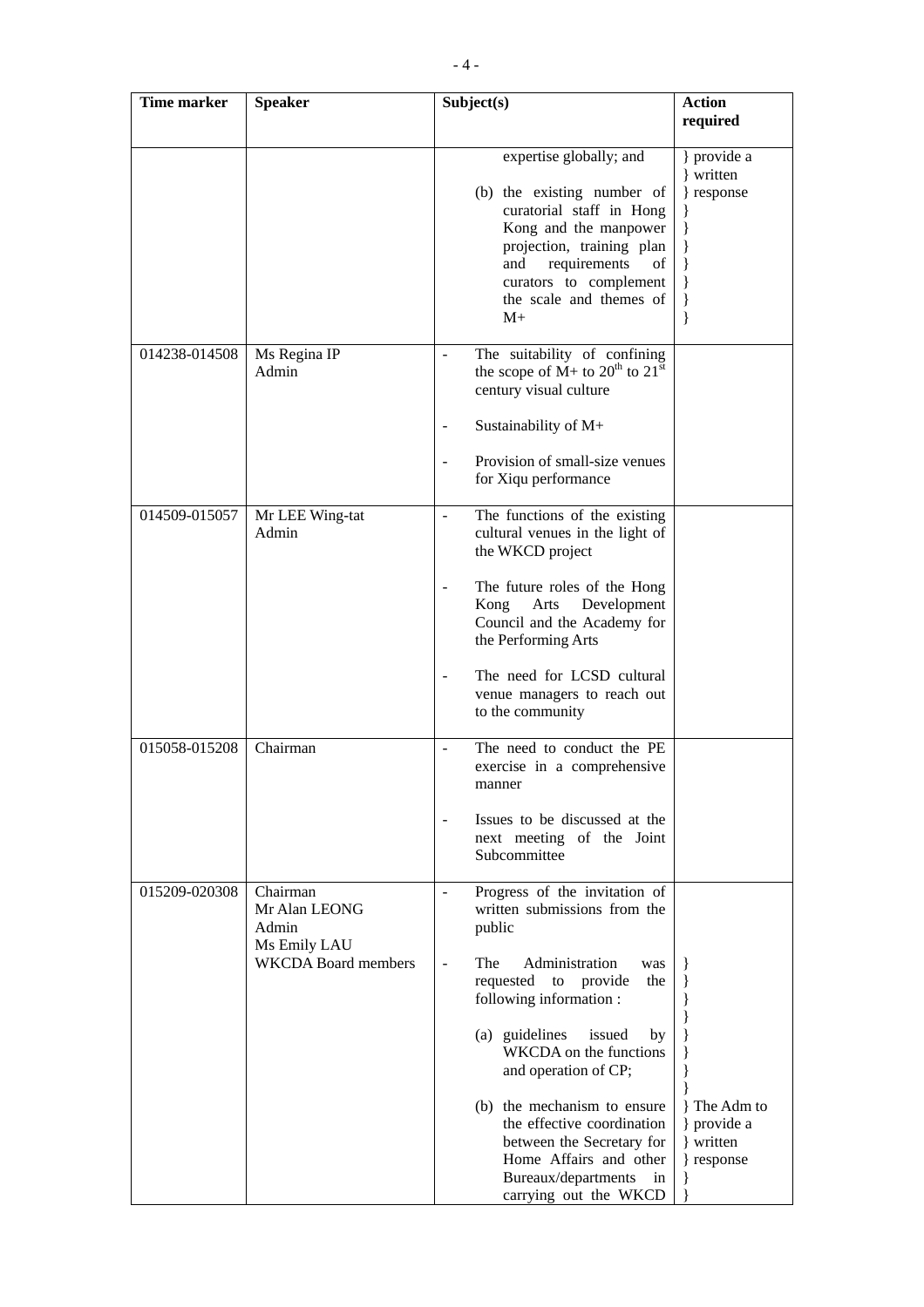| Time marker | Speaker | Subject(s) | Action required |
|---|---|---|---|
| | | expertise globally; and<br><br>(b) the existing number of curatorial staff in Hong Kong and the manpower projection, training plan and requirements of curators to complement the scale and themes of M+ | } provide a } written } response |
| 014238-014508 | Ms Regina IP<br>Admin | - The suitability of confining the scope of M+ to 20th to 21st century visual culture<br><br>- Sustainability of M+<br><br>- Provision of small-size venues for Xiqu performance | |
| 014509-015057 | Mr LEE Wing-tat<br>Admin | - The functions of the existing cultural venues in the light of the WKCD project<br><br>- The future roles of the Hong Kong Arts Development Council and the Academy for the Performing Arts<br><br>- The need for LCSD cultural venue managers to reach out to the community | |
| 015058-015208 | Chairman | - The need to conduct the PE exercise in a comprehensive manner<br><br>- Issues to be discussed at the next meeting of the Joint Subcommittee | |
| 015209-020308 | Chairman<br>Mr Alan LEONG<br>Admin<br>Ms Emily LAU<br>WKCDA Board members | - Progress of the invitation of written submissions from the public<br><br>- The Administration was requested to provide the following information :<br><br>(a) guidelines issued by WKCDA on the functions and operation of CP;<br><br>(b) the mechanism to ensure the effective coordination between the Secretary for Home Affairs and other Bureaux/departments in carrying out the WKCD | } The Adm to } provide a } written } response |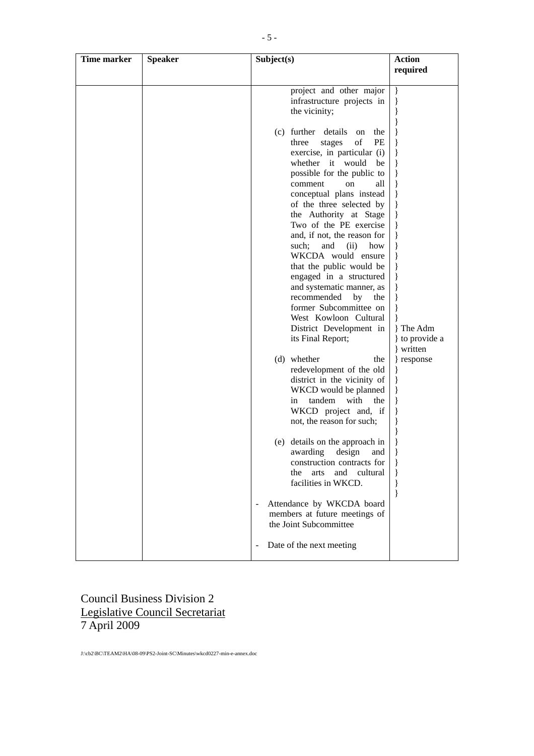| Time marker | Speaker | Subject(s) | Action required |
|---|---|---|---|
| | | project and other major infrastructure projects in the vicinity;<br><br>(c) further details on the three stages of PE exercise, in particular (i) whether it would be possible for the public to comment on all conceptual plans instead of the three selected by the Authority at Stage Two of the PE exercise and, if not, the reason for such; and (ii) how WKCDA would ensure that the public would be engaged in a structured and systematic manner, as recommended by the former Subcommittee on West Kowloon Cultural District Development in its Final Report;<br><br>(d) whether the redevelopment of the old district in the vicinity of WKCD would be planned in tandem with the WKCD project and, if not, the reason for such;<br><br>(e) details on the approach in awarding design and construction contracts for the arts and cultural facilities in WKCD.<br><br>- Attendance by WKCDA board members at future meetings of the Joint Subcommittee<br><br>- Date of the next meeting | The Adm to provide a written response |

Council Business Division 2
Legislative Council Secretariat
7 April 2009

J:\cb2\BC\TEAM2\HA\08-09\PS2-Joint-SC\Minutes\wkcd0227-min-e-annex.doc